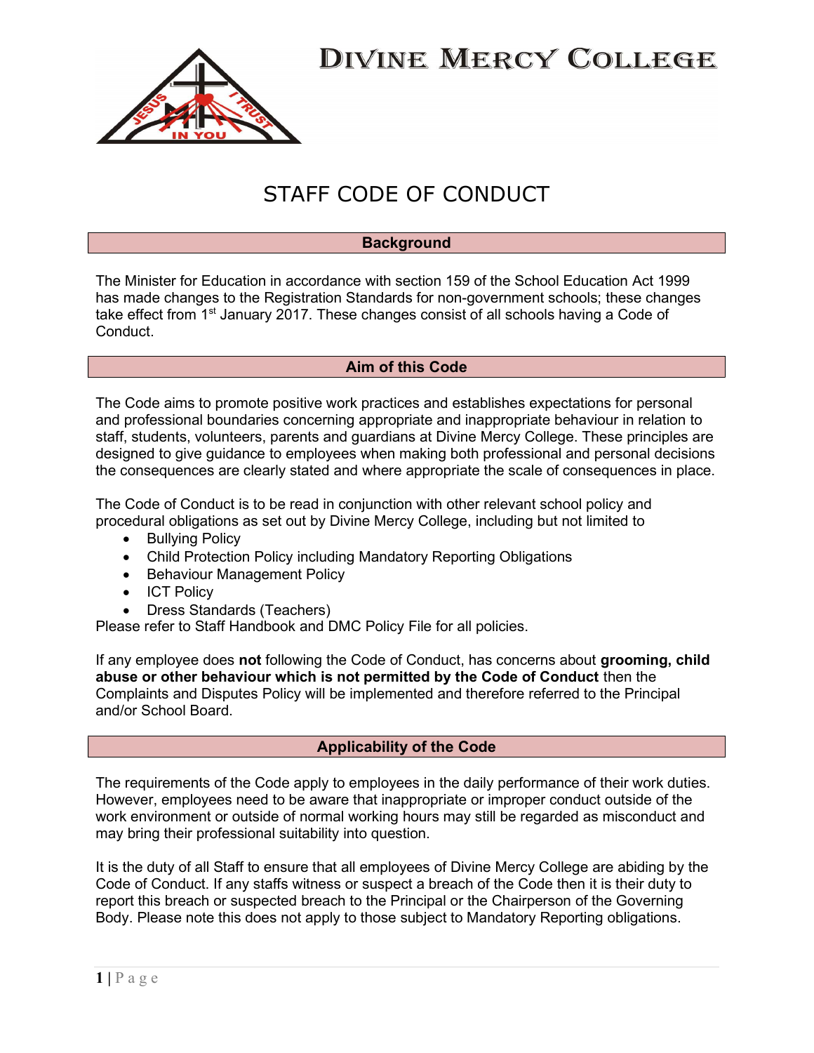# DIVINE MERCY COLLEGE

## STAFF CODE OF CONDUCT

### Background

The Minister for Education in accordance with section 159 of the School Education Act 1999 has made changes to the Registration Standards for non-government schools; these changes take effect from 1st January 2017. These changes consist of all schools having a Code of Conduct.

### Aim of this Code

The Code aims to promote positive work practices and establishes expectations for personal and professional boundaries concerning appropriate and inappropriate behaviour in relation to staff, students, volunteers, parents and guardians at Divine Mercy College. These principles are designed to give guidance to employees when making both professional and personal decisions the consequences are clearly stated and where appropriate the scale of consequences in place.

The Code of Conduct is to be read in conjunction with other relevant school policy and procedural obligations as set out by Divine Mercy College, including but not limited to

- Bullying Policy
- Child Protection Policy including Mandatory Reporting Obligations
- Behaviour Management Policy
- ICT Policy
- Dress Standards (Teachers)

Please refer to Staff Handbook and DMC Policy File for all policies.

If any employee does **not** following the Code of Conduct, has concerns about **grooming, child abuse or other behaviour which is not permitted by the Code of Conduct** then the Complaints and Disputes Policy will be implemented and therefore referred to the Principal and/or School Board.

### Applicability of the Code

The requirements of the Code apply to employees in the daily performance of their work duties. However, employees need to be aware that inappropriate or improper conduct outside of the work environment or outside of normal working hours may still be regarded as misconduct and may bring their professional suitability into question.

It is the duty of all Staff to ensure that all employees of Divine Mercy College are abiding by the Code of Conduct. If any staffs witness or suspect a breach of the Code then it is their duty to report this breach or suspected breach to the Principal or the Chairperson of the Governing Body. Please note this does not apply to those subject to Mandatory Reporting obligations.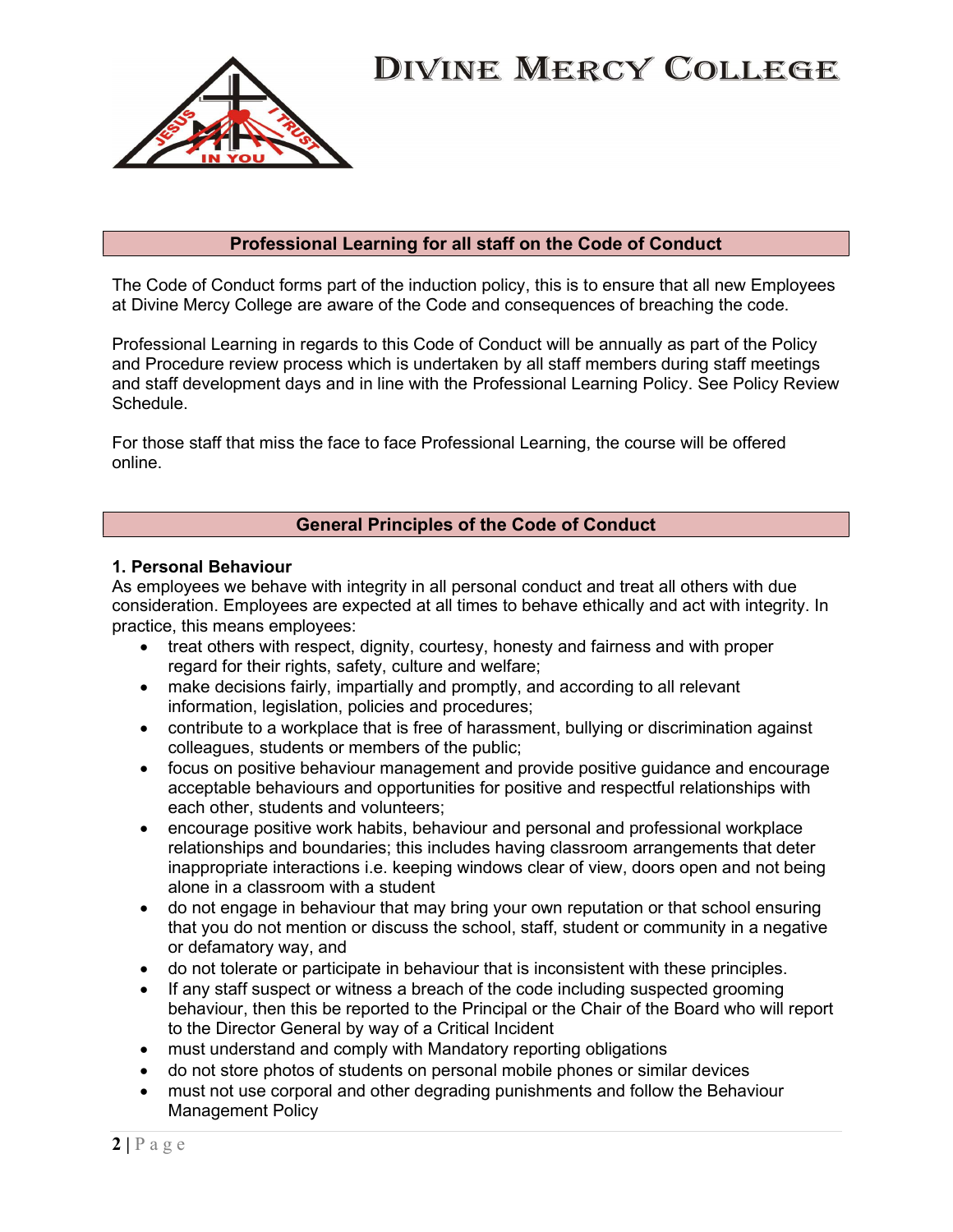## Professional Learning for all staff on the Code of Conduct

The Code of Conduct forms part of the induction policy, this is to ensure that all new Employees at Divine Mercy College are aware of the Code and consequences of breaching the code.

Professional Learning in regards to this Code of Conduct will be annually as part of the Policy and Procedure review process which is undertaken by all staff members during staff meetings and staff development days and in line with the Professional Learning Policy. See Policy Review Schedule.

For those staff that miss the face to face Professional Learning, the course will be offered online.

## General Principles of the Code of Conduct

### 1. Personal Behaviour

As employees we behave with integrity in all personal conduct and treat all others with due consideration. Employees are expected at all times to behave ethically and act with integrity. In practice, this means employees:

- treat others with respect, dignity, courtesy, honesty and fairness and with proper regard for their rights, safety, culture and welfare;
- make decisions fairly, impartially and promptly, and according to all relevant information, legislation, policies and procedures;
- contribute to a workplace that is free of harassment, bullying or discrimination against colleagues, students or members of the public;
- focus on positive behaviour management and provide positive guidance and encourage acceptable behaviours and opportunities for positive and respectful relationships with each other, students and volunteers;
- encourage positive work habits, behaviour and personal and professional workplace relationships and boundaries; this includes having classroom arrangements that deter inappropriate interactions i.e. keeping windows clear of view, doors open and not being alone in a classroom with a student
- do not engage in behaviour that may bring your own reputation or that school ensuring that you do not mention or discuss the school, staff, student or community in a negative or defamatory way, and
- do not tolerate or participate in behaviour that is inconsistent with these principles.
- If any staff suspect or witness a breach of the code including suspected grooming behaviour, then this be reported to the Principal or the Chair of the Board who will report to the Director General by way of a Critical Incident
- must understand and comply with Mandatory reporting obligations
- do not store photos of students on personal mobile phones or similar devices
- must not use corporal and other degrading punishments and follow the Behaviour Management Policy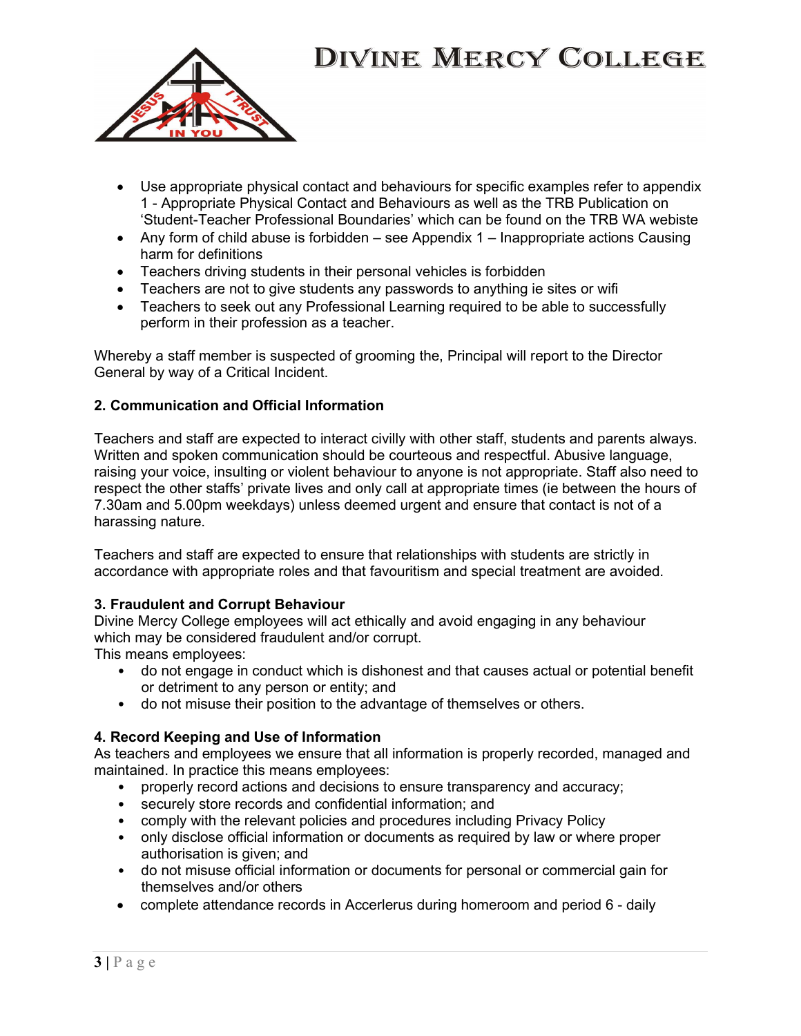- Use appropriate physical contact and behaviours for specific examples refer to appendix 1 - Appropriate Physical Contact and Behaviours as well as the TRB Publication on 'Student-Teacher Professional Boundaries' which can be found on the TRB WA webiste
- Any form of child abuse is forbidden – see Appendix 1 – Inappropriate actions Causing harm for definitions
- Teachers driving students in their personal vehicles is forbidden
- Teachers are not to give students any passwords to anything ie sites or wifi
- Teachers to seek out any Professional Learning required to be able to successfully perform in their profession as a teacher.

Whereby a staff member is suspected of grooming the, Principal will report to the Director General by way of a Critical Incident.

**2. Communication and Official Information**

Teachers and staff are expected to interact civilly with other staff, students and parents always. Written and spoken communication should be courteous and respectful. Abusive language, raising your voice, insulting or violent behaviour to anyone is not appropriate. Staff also need to respect the other staffs' private lives and only call at appropriate times (ie between the hours of 7.30am and 5.00pm weekdays) unless deemed urgent and ensure that contact is not of a harassing nature.

Teachers and staff are expected to ensure that relationships with students are strictly in accordance with appropriate roles and that favouritism and special treatment are avoided.

**3. Fraudulent and Corrupt Behaviour**

Divine Mercy College employees will act ethically and avoid engaging in any behaviour which may be considered fraudulent and/or corrupt.
This means employees:

- do not engage in conduct which is dishonest and that causes actual or potential benefit or detriment to any person or entity; and
- do not misuse their position to the advantage of themselves or others.

**4. Record Keeping and Use of Information**

As teachers and employees we ensure that all information is properly recorded, managed and maintained. In practice this means employees:

- properly record actions and decisions to ensure transparency and accuracy;
- securely store records and confidential information; and
- comply with the relevant policies and procedures including Privacy Policy
- only disclose official information or documents as required by law or where proper authorisation is given; and
- do not misuse official information or documents for personal or commercial gain for themselves and/or others
- complete attendance records in Accerlerus during homeroom and period 6 - daily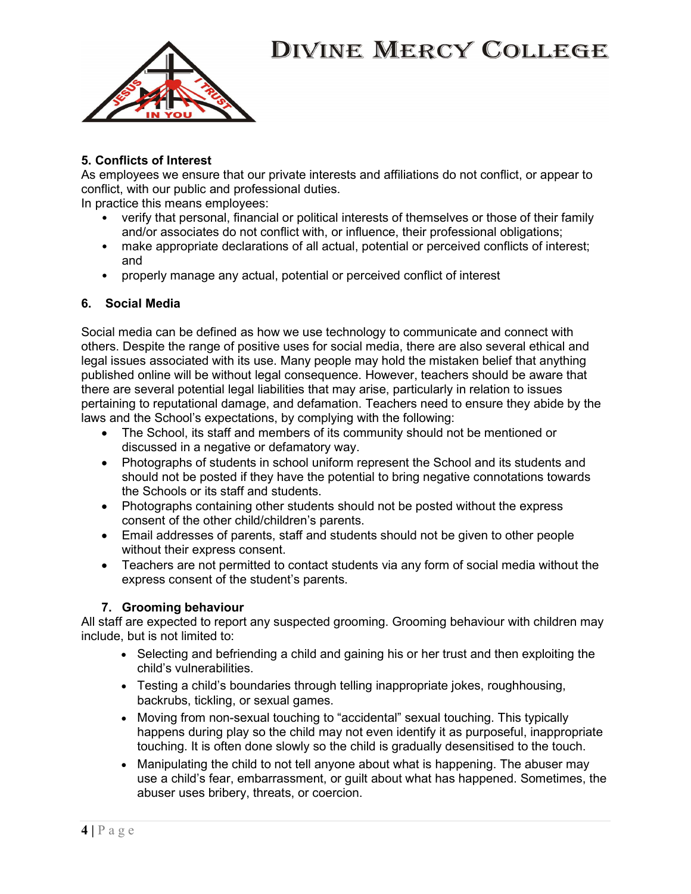## 5. Conflicts of Interest

As employees we ensure that our private interests and affiliations do not conflict, or appear to conflict, with our public and professional duties.

In practice this means employees:

- verify that personal, financial or political interests of themselves or those of their family and/or associates do not conflict with, or influence, their professional obligations;
- make appropriate declarations of all actual, potential or perceived conflicts of interest; and
- properly manage any actual, potential or perceived conflict of interest

## 6. Social Media

Social media can be defined as how we use technology to communicate and connect with others. Despite the range of positive uses for social media, there are also several ethical and legal issues associated with its use. Many people may hold the mistaken belief that anything published online will be without legal consequence. However, teachers should be aware that there are several potential legal liabilities that may arise, particularly in relation to issues pertaining to reputational damage, and defamation. Teachers need to ensure they abide by the laws and the School's expectations, by complying with the following:

- The School, its staff and members of its community should not be mentioned or discussed in a negative or defamatory way.
- Photographs of students in school uniform represent the School and its students and should not be posted if they have the potential to bring negative connotations towards the Schools or its staff and students.
- Photographs containing other students should not be posted without the express consent of the other child/children's parents.
- Email addresses of parents, staff and students should not be given to other people without their express consent.
- Teachers are not permitted to contact students via any form of social media without the express consent of the student's parents.

## 7. Grooming behaviour

All staff are expected to report any suspected grooming. Grooming behaviour with children may include, but is not limited to:

- Selecting and befriending a child and gaining his or her trust and then exploiting the child's vulnerabilities.
- Testing a child's boundaries through telling inappropriate jokes, roughhousing, backrubs, tickling, or sexual games.
- Moving from non-sexual touching to "accidental" sexual touching. This typically happens during play so the child may not even identify it as purposeful, inappropriate touching. It is often done slowly so the child is gradually desensitised to the touch.
- Manipulating the child to not tell anyone about what is happening. The abuser may use a child's fear, embarrassment, or guilt about what has happened. Sometimes, the abuser uses bribery, threats, or coercion.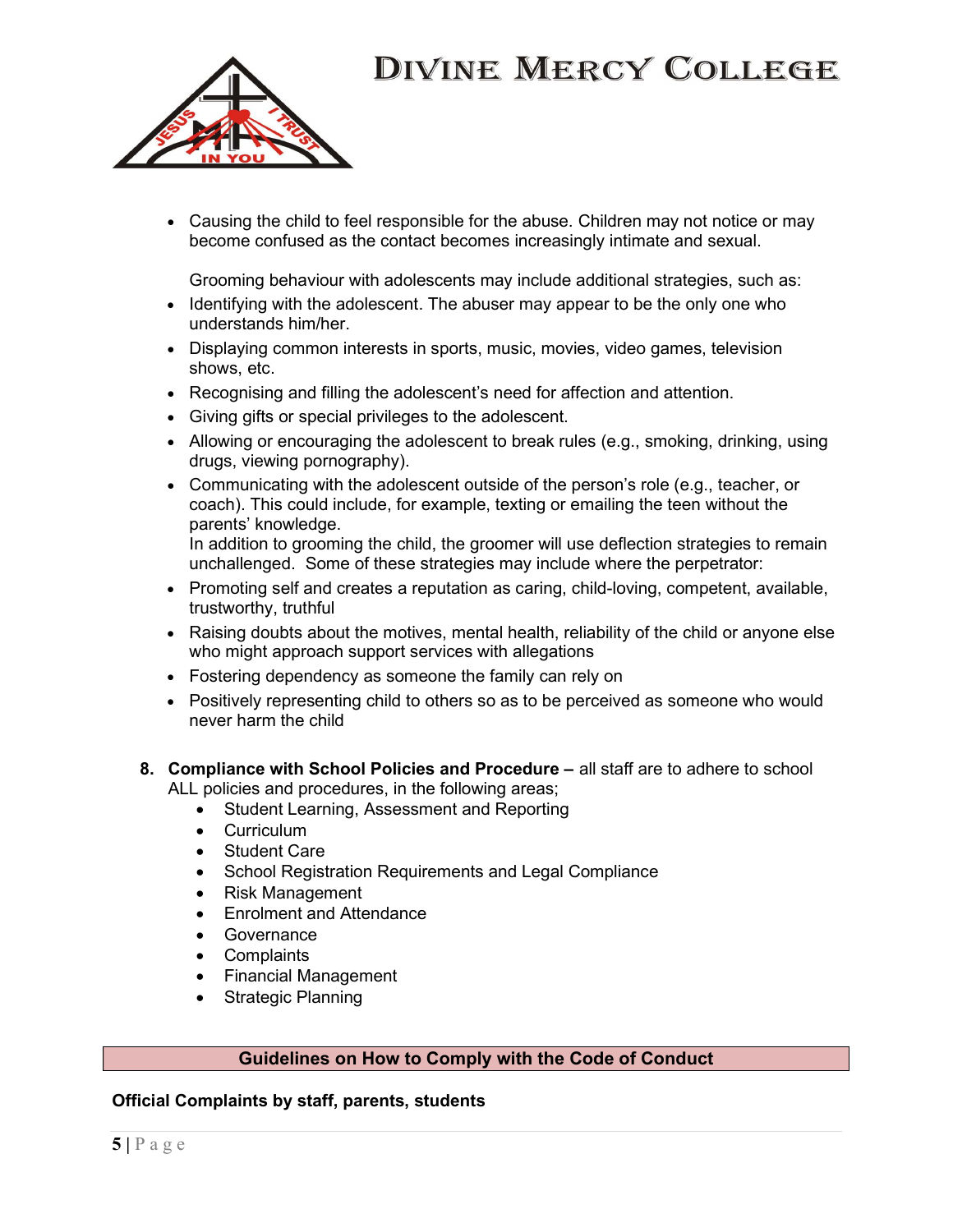- Causing the child to feel responsible for the abuse. Children may not notice or may become confused as the contact becomes increasingly intimate and sexual.

  Grooming behaviour with adolescents may include additional strategies, such as:

- Identifying with the adolescent. The abuser may appear to be the only one who understands him/her.
- Displaying common interests in sports, music, movies, video games, television shows, etc.
- Recognising and filling the adolescent's need for affection and attention.
- Giving gifts or special privileges to the adolescent.
- Allowing or encouraging the adolescent to break rules (e.g., smoking, drinking, using drugs, viewing pornography).
- Communicating with the adolescent outside of the person's role (e.g., teacher, or coach). This could include, for example, texting or emailing the teen without the parents' knowledge.
  In addition to grooming the child, the groomer will use deflection strategies to remain unchallenged. Some of these strategies may include where the perpetrator:
- Promoting self and creates a reputation as caring, child-loving, competent, available, trustworthy, truthful
- Raising doubts about the motives, mental health, reliability of the child or anyone else who might approach support services with allegations
- Fostering dependency as someone the family can rely on
- Positively representing child to others so as to be perceived as someone who would never harm the child

8. **Compliance with School Policies and Procedure –** all staff are to adhere to school ALL policies and procedures, in the following areas;
   - Student Learning, Assessment and Reporting
   - Curriculum
   - Student Care
   - School Registration Requirements and Legal Compliance
   - Risk Management
   - Enrolment and Attendance
   - Governance
   - Complaints
   - Financial Management
   - Strategic Planning

## Guidelines on How to Comply with the Code of Conduct

**Official Complaints by staff, parents, students**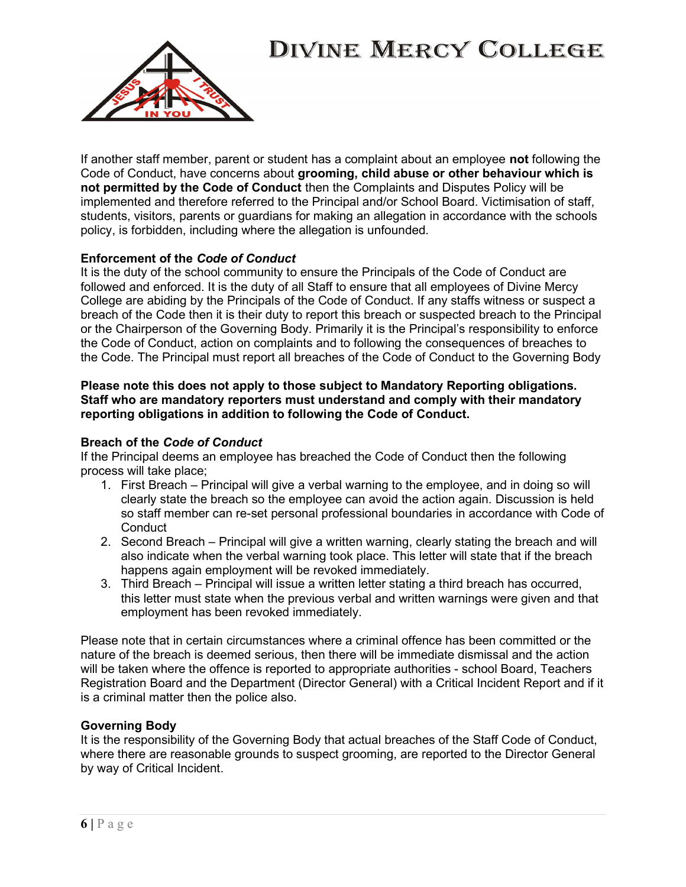If another staff member, parent or student has a complaint about an employee **not** following the Code of Conduct, have concerns about **grooming, child abuse or other behaviour which is not permitted by the Code of Conduct** then the Complaints and Disputes Policy will be implemented and therefore referred to the Principal and/or School Board. Victimisation of staff, students, visitors, parents or guardians for making an allegation in accordance with the schools policy, is forbidden, including where the allegation is unfounded.

**Enforcement of the *Code of Conduct***

It is the duty of the school community to ensure the Principals of the Code of Conduct are followed and enforced. It is the duty of all Staff to ensure that all employees of Divine Mercy College are abiding by the Principals of the Code of Conduct. If any staffs witness or suspect a breach of the Code then it is their duty to report this breach or suspected breach to the Principal or the Chairperson of the Governing Body. Primarily it is the Principal's responsibility to enforce the Code of Conduct, action on complaints and to following the consequences of breaches to the Code. The Principal must report all breaches of the Code of Conduct to the Governing Body

**Please note this does not apply to those subject to Mandatory Reporting obligations. Staff who are mandatory reporters must understand and comply with their mandatory reporting obligations in addition to following the Code of Conduct.**

**Breach of the *Code of Conduct***

If the Principal deems an employee has breached the Code of Conduct then the following process will take place;

1. First Breach – Principal will give a verbal warning to the employee, and in doing so will clearly state the breach so the employee can avoid the action again. Discussion is held so staff member can re-set personal professional boundaries in accordance with Code of Conduct
2. Second Breach – Principal will give a written warning, clearly stating the breach and will also indicate when the verbal warning took place. This letter will state that if the breach happens again employment will be revoked immediately.
3. Third Breach – Principal will issue a written letter stating a third breach has occurred, this letter must state when the previous verbal and written warnings were given and that employment has been revoked immediately.

Please note that in certain circumstances where a criminal offence has been committed or the nature of the breach is deemed serious, then there will be immediate dismissal and the action will be taken where the offence is reported to appropriate authorities - school Board, Teachers Registration Board and the Department (Director General) with a Critical Incident Report and if it is a criminal matter then the police also.

**Governing Body**

It is the responsibility of the Governing Body that actual breaches of the Staff Code of Conduct, where there are reasonable grounds to suspect grooming, are reported to the Director General by way of Critical Incident.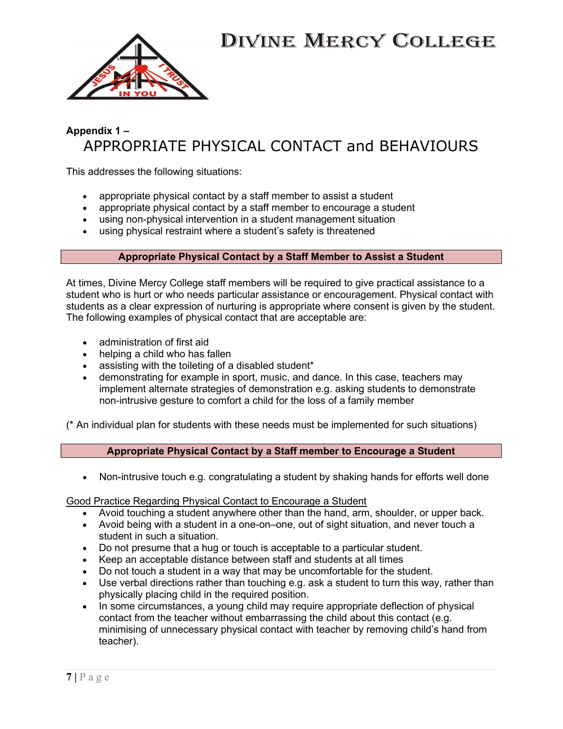**Appendix 1 –**

# APPROPRIATE PHYSICAL CONTACT and BEHAVIOURS

This addresses the following situations:

- appropriate physical contact by a staff member to assist a student
- appropriate physical contact by a staff member to encourage a student
- using non-physical intervention in a student management situation
- using physical restraint where a student's safety is threatened

## Appropriate Physical Contact by a Staff Member to Assist a Student

At times, Divine Mercy College staff members will be required to give practical assistance to a student who is hurt or who needs particular assistance or encouragement. Physical contact with students as a clear expression of nurturing is appropriate where consent is given by the student. The following examples of physical contact that are acceptable are:

- administration of first aid
- helping a child who has fallen
- assisting with the toileting of a disabled student*
- demonstrating for example in sport, music, and dance. In this case, teachers may implement alternate strategies of demonstration e.g. asking students to demonstrate non-intrusive gesture to comfort a child for the loss of a family member

(* An individual plan for students with these needs must be implemented for such situations)

## Appropriate Physical Contact by a Staff member to Encourage a Student

- Non-intrusive touch e.g. congratulating a student by shaking hands for efforts well done

<u>Good Practice Regarding Physical Contact to Encourage a Student</u>

- Avoid touching a student anywhere other than the hand, arm, shoulder, or upper back.
- Avoid being with a student in a one-on–one, out of sight situation, and never touch a student in such a situation.
- Do not presume that a hug or touch is acceptable to a particular student.
- Keep an acceptable distance between staff and students at all times
- Do not touch a student in a way that may be uncomfortable for the student.
- Use verbal directions rather than touching e.g. ask a student to turn this way, rather than physically placing child in the required position.
- In some circumstances, a young child may require appropriate deflection of physical contact from the teacher without embarrassing the child about this contact (e.g. minimising of unnecessary physical contact with teacher by removing child's hand from teacher).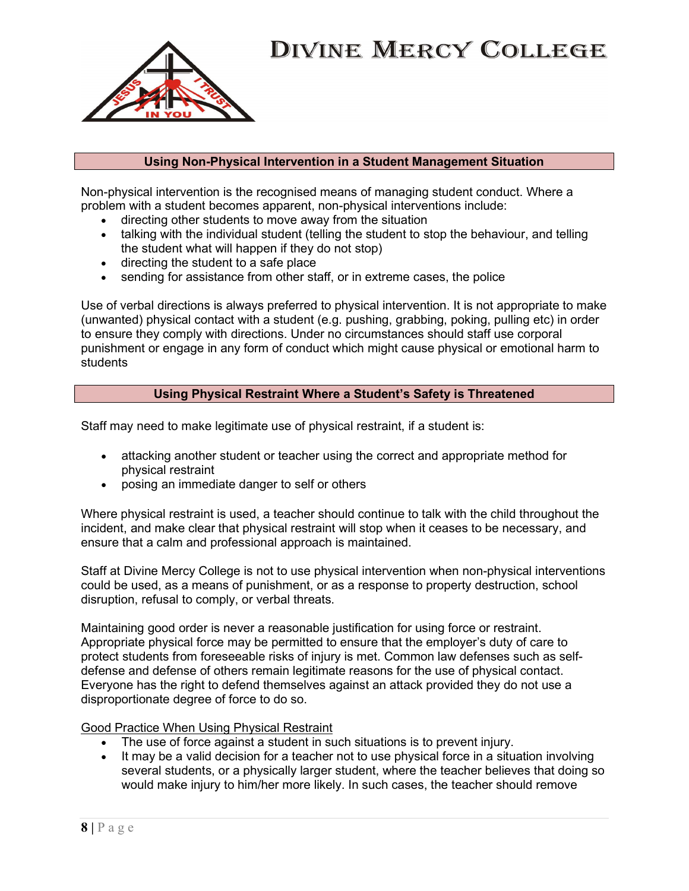## Using Non-Physical Intervention in a Student Management Situation

Non-physical intervention is the recognised means of managing student conduct. Where a problem with a student becomes apparent, non-physical interventions include:

- directing other students to move away from the situation
- talking with the individual student (telling the student to stop the behaviour, and telling the student what will happen if they do not stop)
- directing the student to a safe place
- sending for assistance from other staff, or in extreme cases, the police

Use of verbal directions is always preferred to physical intervention. It is not appropriate to make (unwanted) physical contact with a student (e.g. pushing, grabbing, poking, pulling etc) in order to ensure they comply with directions. Under no circumstances should staff use corporal punishment or engage in any form of conduct which might cause physical or emotional harm to students

## Using Physical Restraint Where a Student's Safety is Threatened

Staff may need to make legitimate use of physical restraint, if a student is:

- attacking another student or teacher using the correct and appropriate method for physical restraint
- posing an immediate danger to self or others

Where physical restraint is used, a teacher should continue to talk with the child throughout the incident, and make clear that physical restraint will stop when it ceases to be necessary, and ensure that a calm and professional approach is maintained.

Staff at Divine Mercy College is not to use physical intervention when non-physical interventions could be used, as a means of punishment, or as a response to property destruction, school disruption, refusal to comply, or verbal threats.

Maintaining good order is never a reasonable justification for using force or restraint. Appropriate physical force may be permitted to ensure that the employer's duty of care to protect students from foreseeable risks of injury is met. Common law defenses such as self-defense and defense of others remain legitimate reasons for the use of physical contact. Everyone has the right to defend themselves against an attack provided they do not use a disproportionate degree of force to do so.

Good Practice When Using Physical Restraint

- The use of force against a student in such situations is to prevent injury.
- It may be a valid decision for a teacher not to use physical force in a situation involving several students, or a physically larger student, where the teacher believes that doing so would make injury to him/her more likely. In such cases, the teacher should remove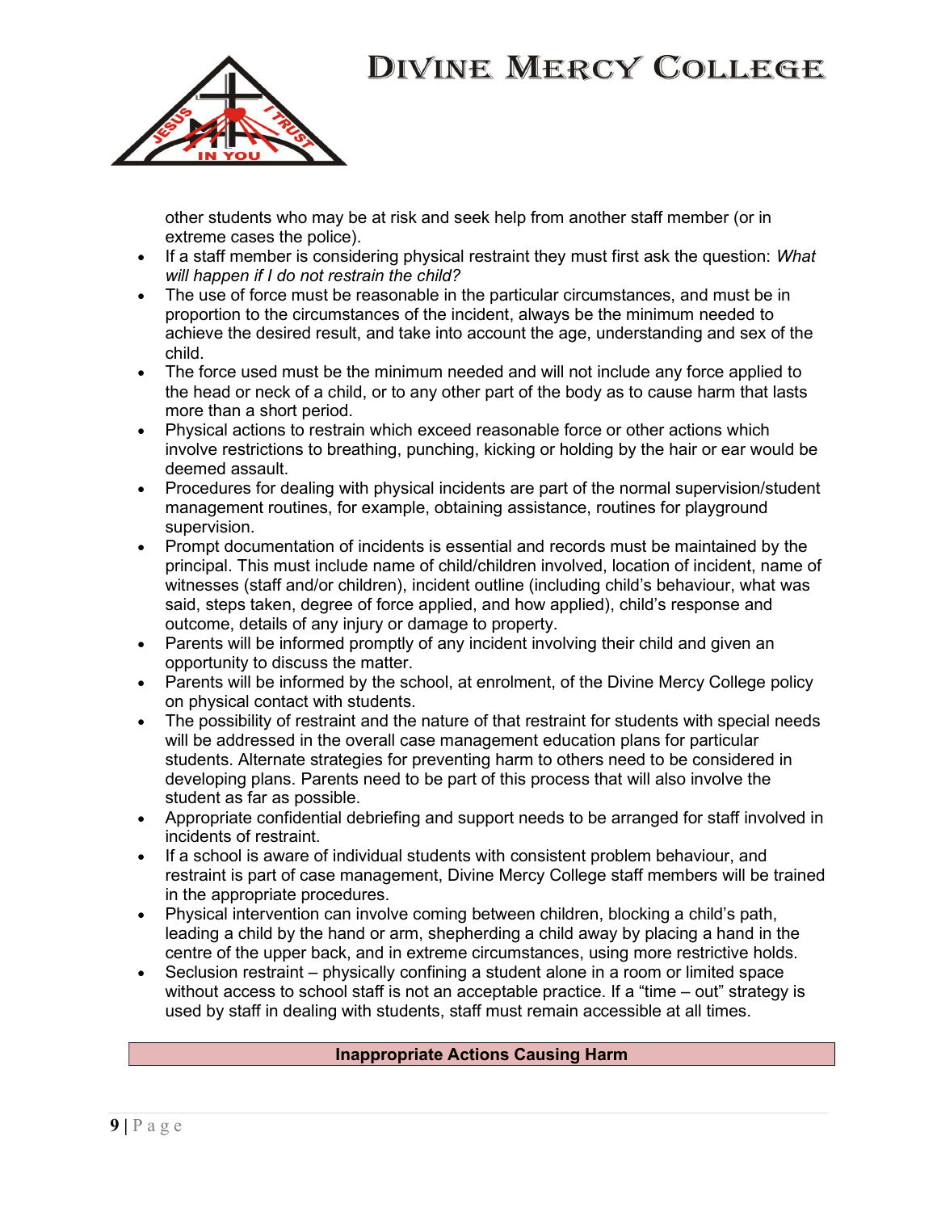other students who may be at risk and seek help from another staff member (or in extreme cases the police).

- If a staff member is considering physical restraint they must first ask the question: *What will happen if I do not restrain the child?*
- The use of force must be reasonable in the particular circumstances, and must be in proportion to the circumstances of the incident, always be the minimum needed to achieve the desired result, and take into account the age, understanding and sex of the child.
- The force used must be the minimum needed and will not include any force applied to the head or neck of a child, or to any other part of the body as to cause harm that lasts more than a short period.
- Physical actions to restrain which exceed reasonable force or other actions which involve restrictions to breathing, punching, kicking or holding by the hair or ear would be deemed assault.
- Procedures for dealing with physical incidents are part of the normal supervision/student management routines, for example, obtaining assistance, routines for playground supervision.
- Prompt documentation of incidents is essential and records must be maintained by the principal. This must include name of child/children involved, location of incident, name of witnesses (staff and/or children), incident outline (including child's behaviour, what was said, steps taken, degree of force applied, and how applied), child's response and outcome, details of any injury or damage to property.
- Parents will be informed promptly of any incident involving their child and given an opportunity to discuss the matter.
- Parents will be informed by the school, at enrolment, of the Divine Mercy College policy on physical contact with students.
- The possibility of restraint and the nature of that restraint for students with special needs will be addressed in the overall case management education plans for particular students. Alternate strategies for preventing harm to others need to be considered in developing plans. Parents need to be part of this process that will also involve the student as far as possible.
- Appropriate confidential debriefing and support needs to be arranged for staff involved in incidents of restraint.
- If a school is aware of individual students with consistent problem behaviour, and restraint is part of case management, Divine Mercy College staff members will be trained in the appropriate procedures.
- Physical intervention can involve coming between children, blocking a child's path, leading a child by the hand or arm, shepherding a child away by placing a hand in the centre of the upper back, and in extreme circumstances, using more restrictive holds.
- Seclusion restraint – physically confining a student alone in a room or limited space without access to school staff is not an acceptable practice. If a "time – out" strategy is used by staff in dealing with students, staff must remain accessible at all times.

## Inappropriate Actions Causing Harm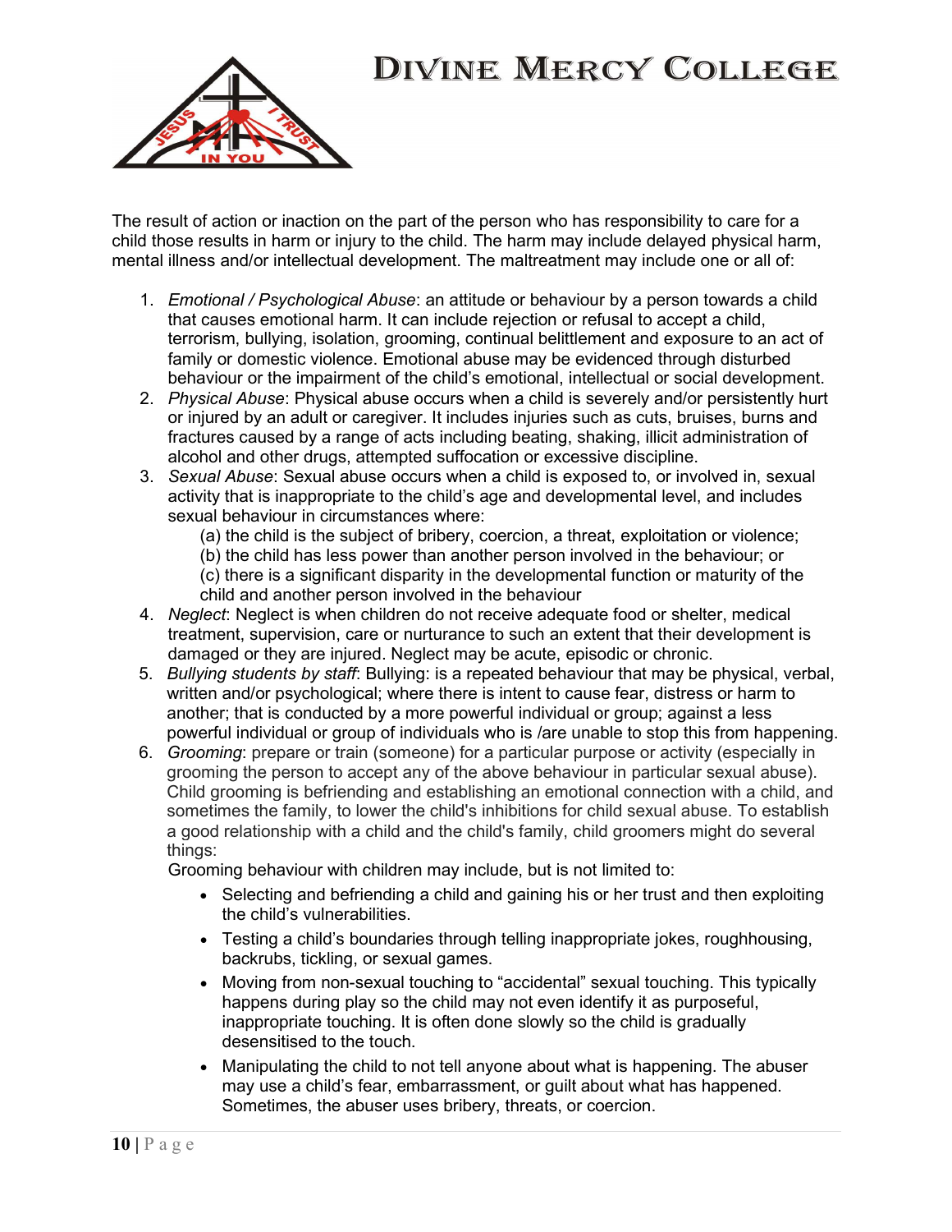The result of action or inaction on the part of the person who has responsibility to care for a child those results in harm or injury to the child. The harm may include delayed physical harm, mental illness and/or intellectual development. The maltreatment may include one or all of:

1. *Emotional / Psychological Abuse*: an attitude or behaviour by a person towards a child that causes emotional harm. It can include rejection or refusal to accept a child, terrorism, bullying, isolation, grooming, continual belittlement and exposure to an act of family or domestic violence. Emotional abuse may be evidenced through disturbed behaviour or the impairment of the child's emotional, intellectual or social development.
2. *Physical Abuse*: Physical abuse occurs when a child is severely and/or persistently hurt or injured by an adult or caregiver. It includes injuries such as cuts, bruises, burns and fractures caused by a range of acts including beating, shaking, illicit administration of alcohol and other drugs, attempted suffocation or excessive discipline.
3. *Sexual Abuse*: Sexual abuse occurs when a child is exposed to, or involved in, sexual activity that is inappropriate to the child's age and developmental level, and includes sexual behaviour in circumstances where:
   (a) the child is the subject of bribery, coercion, a threat, exploitation or violence;
   (b) the child has less power than another person involved in the behaviour; or
   (c) there is a significant disparity in the developmental function or maturity of the child and another person involved in the behaviour
4. *Neglect*: Neglect is when children do not receive adequate food or shelter, medical treatment, supervision, care or nurturance to such an extent that their development is damaged or they are injured. Neglect may be acute, episodic or chronic.
5. *Bullying students by staff*: Bullying: is a repeated behaviour that may be physical, verbal, written and/or psychological; where there is intent to cause fear, distress or harm to another; that is conducted by a more powerful individual or group; against a less powerful individual or group of individuals who is /are unable to stop this from happening.
6. *Grooming*: prepare or train (someone) for a particular purpose or activity (especially in grooming the person to accept any of the above behaviour in particular sexual abuse). Child grooming is befriending and establishing an emotional connection with a child, and sometimes the family, to lower the child's inhibitions for child sexual abuse. To establish a good relationship with a child and the child's family, child groomers might do several things:

   Grooming behaviour with children may include, but is not limited to:

   - Selecting and befriending a child and gaining his or her trust and then exploiting the child's vulnerabilities.
   - Testing a child's boundaries through telling inappropriate jokes, roughhousing, backrubs, tickling, or sexual games.
   - Moving from non-sexual touching to "accidental" sexual touching. This typically happens during play so the child may not even identify it as purposeful, inappropriate touching. It is often done slowly so the child is gradually desensitised to the touch.
   - Manipulating the child to not tell anyone about what is happening. The abuser may use a child's fear, embarrassment, or guilt about what has happened. Sometimes, the abuser uses bribery, threats, or coercion.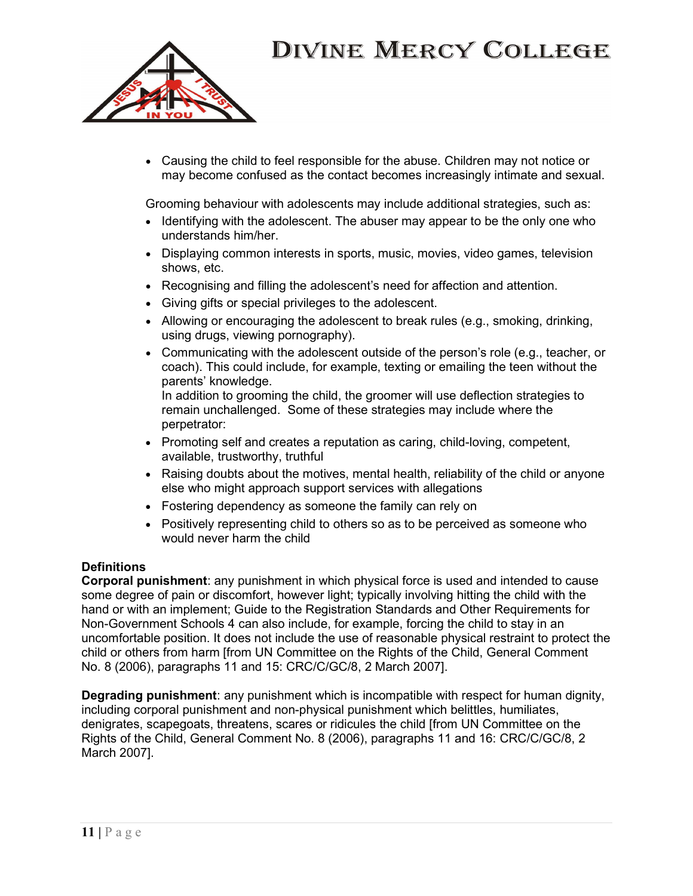- Causing the child to feel responsible for the abuse. Children may not notice or may become confused as the contact becomes increasingly intimate and sexual.

Grooming behaviour with adolescents may include additional strategies, such as:

- Identifying with the adolescent. The abuser may appear to be the only one who understands him/her.
- Displaying common interests in sports, music, movies, video games, television shows, etc.
- Recognising and filling the adolescent's need for affection and attention.
- Giving gifts or special privileges to the adolescent.
- Allowing or encouraging the adolescent to break rules (e.g., smoking, drinking, using drugs, viewing pornography).
- Communicating with the adolescent outside of the person's role (e.g., teacher, or coach). This could include, for example, texting or emailing the teen without the parents' knowledge.
  In addition to grooming the child, the groomer will use deflection strategies to remain unchallenged. Some of these strategies may include where the perpetrator:
- Promoting self and creates a reputation as caring, child-loving, competent, available, trustworthy, truthful
- Raising doubts about the motives, mental health, reliability of the child or anyone else who might approach support services with allegations
- Fostering dependency as someone the family can rely on
- Positively representing child to others so as to be perceived as someone who would never harm the child

**Definitions**

**Corporal punishment**: any punishment in which physical force is used and intended to cause some degree of pain or discomfort, however light; typically involving hitting the child with the hand or with an implement; Guide to the Registration Standards and Other Requirements for Non-Government Schools 4 can also include, for example, forcing the child to stay in an uncomfortable position. It does not include the use of reasonable physical restraint to protect the child or others from harm [from UN Committee on the Rights of the Child, General Comment No. 8 (2006), paragraphs 11 and 15: CRC/C/GC/8, 2 March 2007].

**Degrading punishment**: any punishment which is incompatible with respect for human dignity, including corporal punishment and non-physical punishment which belittles, humiliates, denigrates, scapegoats, threatens, scares or ridicules the child [from UN Committee on the Rights of the Child, General Comment No. 8 (2006), paragraphs 11 and 16: CRC/C/GC/8, 2 March 2007].